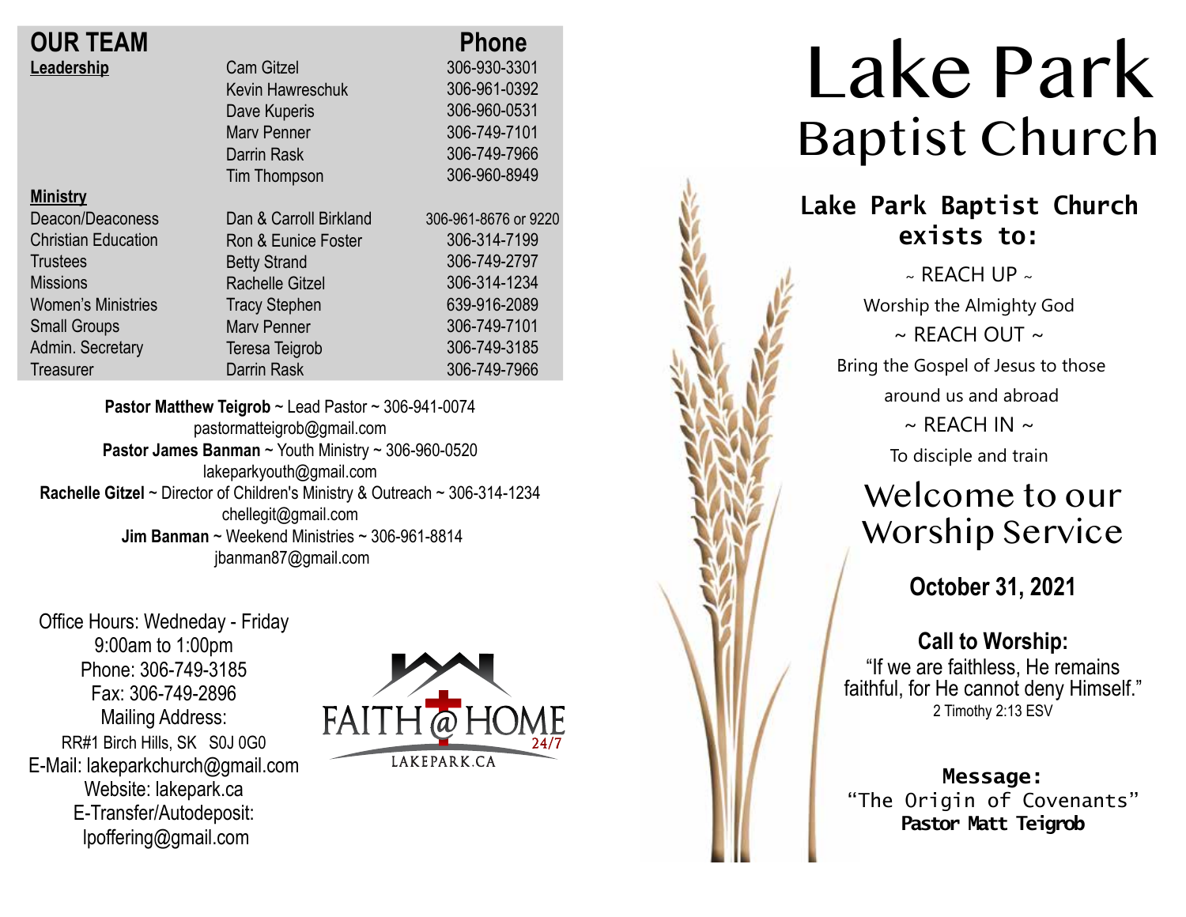## OUR TEAM

| | | Phone |
|---|---|---|
| **Leadership** | Cam Gitzel | 306-930-3301 |
| | Kevin Hawreschuk | 306-961-0392 |
| | Dave Kuperis | 306-960-0531 |
| | Marv Penner | 306-749-7101 |
| | Darrin Rask | 306-749-7966 |
| | Tim Thompson | 306-960-8949 |
| **Ministry** | | |
| Deacon/Deaconess | Dan & Carroll Birkland | 306-961-8676 or 9220 |
| Christian Education | Ron & Eunice Foster | 306-314-7199 |
| Trustees | Betty Strand | 306-749-2797 |
| Missions | Rachelle Gitzel | 306-314-1234 |
| Women's Ministries | Tracy Stephen | 639-916-2089 |
| Small Groups | Marv Penner | 306-749-7101 |
| Admin. Secretary | Teresa Teigrob | 306-749-3185 |
| Treasurer | Darrin Rask | 306-749-7966 |

**Pastor Matthew Teigrob** ~ Lead Pastor ~ 306-941-0074
pastormatteigrob@gmail.com
**Pastor James Banman** ~ Youth Ministry ~ 306-960-0520
lakeparkyouth@gmail.com
**Rachelle Gitzel** ~ Director of Children's Ministry & Outreach ~ 306-314-1234
chellegit@gmail.com
**Jim Banman** ~ Weekend Ministries ~ 306-961-8814
jbanman87@gmail.com

Office Hours: Wedneday - Friday
9:00am to 1:00pm
Phone: 306-749-3185
Fax: 306-749-2896
Mailing Address:
RR#1 Birch Hills, SK S0J 0G0
E-Mail: lakeparkchurch@gmail.com
Website: lakepark.ca
E-Transfer/Autodeposit:
lpoffering@gmail.com

FAITH@HOME 24/7
LAKEPARK.CA

# Lake Park Baptist Church

## Lake Park Baptist Church exists to:

~ REACH UP ~
Worship the Almighty God
~ REACH OUT ~
Bring the Gospel of Jesus to those around us and abroad
~ REACH IN ~
To disciple and train

## Welcome to our Worship Service

**October 31, 2021**

**Call to Worship:**
"If we are faithless, He remains faithful, for He cannot deny Himself."
2 Timothy 2:13 ESV

**Message:**
"The Origin of Covenants"
**Pastor Matt Teigrob**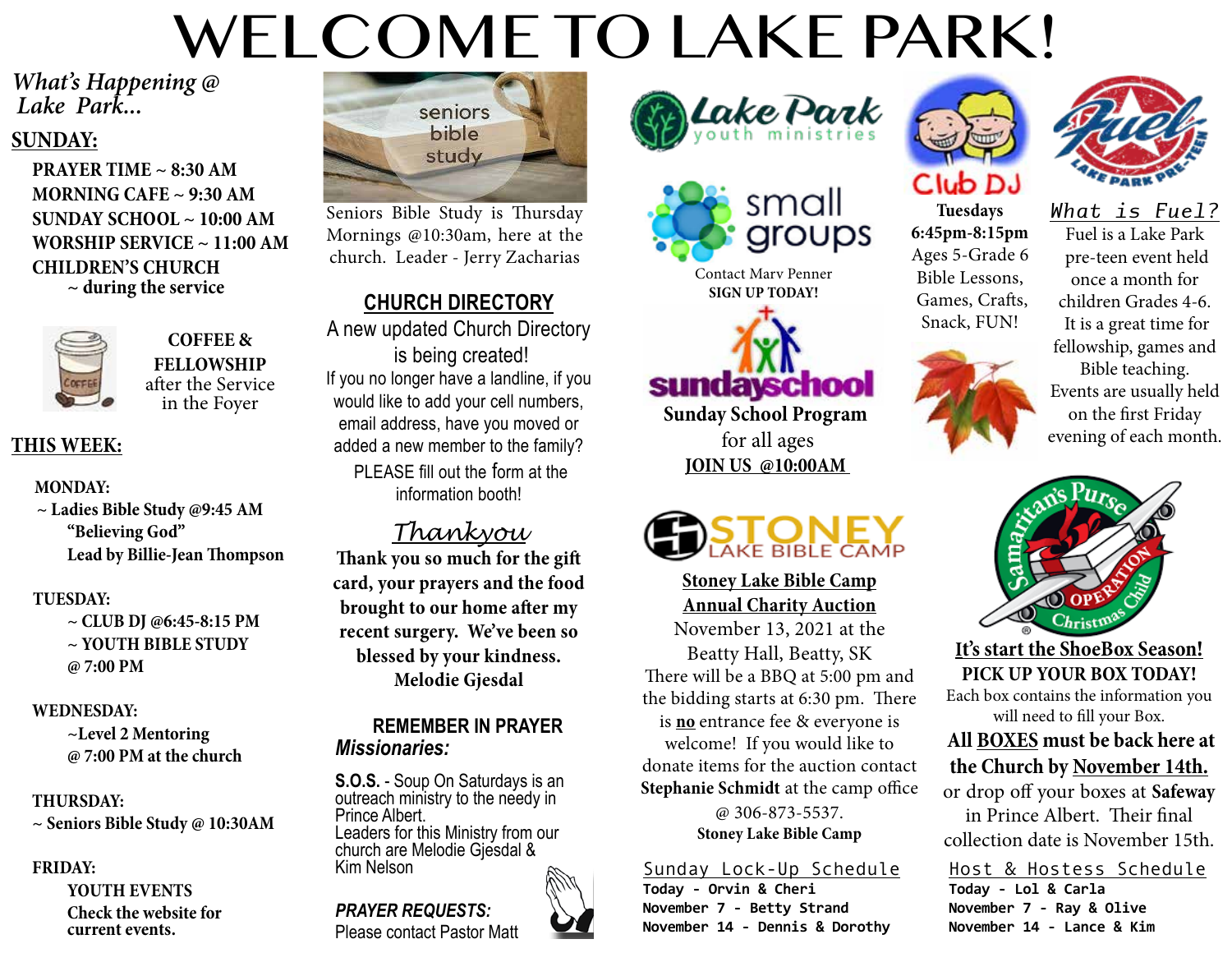# WELCOME TO LAKE PARK!

*What's Happening @ Lake Park...*

## SUNDAY:

**PRAYER TIME ~ 8:30 AM**
**MORNING CAFE ~ 9:30 AM**
**SUNDAY SCHOOL ~ 10:00 AM**
**WORSHIP SERVICE ~ 11:00 AM**
**CHILDREN'S CHURCH**
**~ during the service**

**COFFEE & FELLOWSHIP**
after the Service in the Foyer

## THIS WEEK:

**MONDAY:**
**~ Ladies Bible Study @9:45 AM**
**"Believing God"**
**Lead by Billie-Jean Thompson**

**TUESDAY:**
**~ CLUB DJ @6:45-8:15 PM**
**~ YOUTH BIBLE STUDY @ 7:00 PM**

**WEDNESDAY:**
**~Level 2 Mentoring @ 7:00 PM at the church**

**THURSDAY:**
**~ Seniors Bible Study @ 10:30AM**

**FRIDAY:**
**YOUTH EVENTS**
**Check the website for current events.**

seniors bible study

Seniors Bible Study is Thursday Mornings @10:30am, here at the church. Leader - Jerry Zacharias

## CHURCH DIRECTORY

A new updated Church Directory is being created!

If you no longer have a landline, if you would like to add your cell numbers, email address, have you moved or added a new member to the family?

PLEASE fill out the form at the information booth!

## *Thankyou*

**Thank you so much for the gift card, your prayers and the food brought to our home after my recent surgery. We've been so blessed by your kindness.**
**Melodie Gjesdal**

## REMEMBER IN PRAYER

***Missionaries:***

**S.O.S.** - Soup On Saturdays is an outreach ministry to the needy in Prince Albert.
Leaders for this Ministry from our church are Melodie Gjesdal & Kim Nelson

***PRAYER REQUESTS:***
Please contact Pastor Matt

Lake Park youth ministries

small groups

Contact Marv Penner
**SIGN UP TODAY!**

sundayschool

**Sunday School Program**
for all ages
**<u>JOIN US @10:00AM</u>**

**Club DJ**

**Tuesdays**
**6:45pm-8:15pm**
Ages 5-Grade 6
Bible Lessons, Games, Crafts, Snack, FUN!

Fuel LAKE PARK PRE-TEEN

***What is Fuel?***

Fuel is a Lake Park pre-teen event held once a month for children Grades 4-6. It is a great time for fellowship, games and Bible teaching. Events are usually held on the first Friday evening of each month.

STONEY LAKE BIBLE CAMP

**<u>Stoney Lake Bible Camp</u>**
**<u>Annual Charity Auction</u>**

November 13, 2021 at the Beatty Hall, Beatty, SK

There will be a BBQ at 5:00 pm and the bidding starts at 6:30 pm. There is **<u>no</u>** entrance fee & everyone is welcome! If you would like to donate items for the auction contact **Stephanie Schmidt** at the camp office @ 306-873-5537.
**Stoney Lake Bible Camp**

Samaritan's Purse OPERATION Christmas Child

**<u>It's start the ShoeBox Season!</u>**
**PICK UP YOUR BOX TODAY!**

Each box contains the information you will need to fill your Box.

**All <u>BOXES</u> must be back here at the Church by <u>November 14th.</u>**
or drop off your boxes at **Safeway** in Prince Albert. Their final collection date is November 15th.

<u>Sunday Lock-Up Schedule</u>

**Today - Orvin & Cheri**
**November 7 - Betty Strand**
**November 14 - Dennis & Dorothy**

<u>Host & Hostess Schedule</u>

**Today - Lol & Carla**
**November 7 - Ray & Olive**
**November 14 - Lance & Kim**